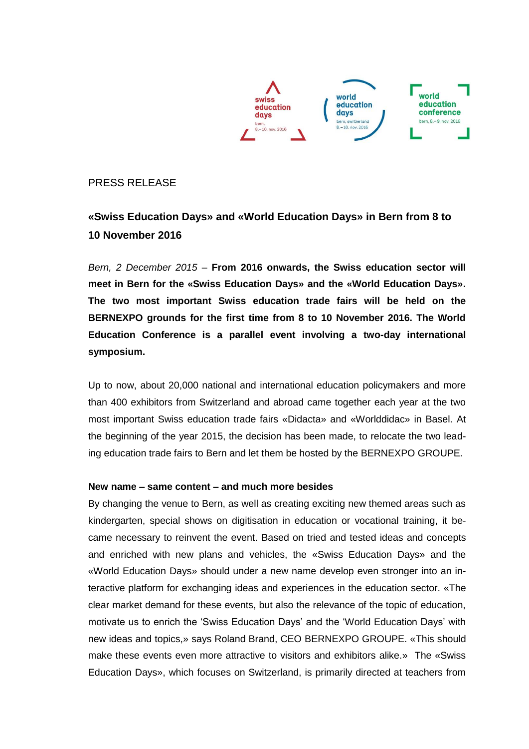PRESS RELEASE

## «Swiss Education Days» and «World Education Days» in Bern from 8 to 10 November 2016

*Bern, 2 December 2015* – **From 2016 onwards, the Swiss education sector will meet in Bern for the «Swiss Education Days» and the «World Education Days». The two most important Swiss education trade fairs will be held on the BERNEXPO grounds for the first time from 8 to 10 November 2016. The World Education Conference is a parallel event involving a two-day international symposium.**

Up to now, about 20,000 national and international education policymakers and more than 400 exhibitors from Switzerland and abroad came together each year at the two most important Swiss education trade fairs «Didacta» and «Worlddidac» in Basel. At the beginning of the year 2015, the decision has been made, to relocate the two leading education trade fairs to Bern and let them be hosted by the BERNEXPO GROUPE.

**New name – same content – and much more besides**

By changing the venue to Bern, as well as creating exciting new themed areas such as kindergarten, special shows on digitisation in education or vocational training, it became necessary to reinvent the event. Based on tried and tested ideas and concepts and enriched with new plans and vehicles, the «Swiss Education Days» and the «World Education Days» should under a new name develop even stronger into an interactive platform for exchanging ideas and experiences in the education sector. «The clear market demand for these events, but also the relevance of the topic of education, motivate us to enrich the 'Swiss Education Days' and the 'World Education Days' with new ideas and topics,» says Roland Brand, CEO BERNEXPO GROUPE. «This should make these events even more attractive to visitors and exhibitors alike.» The «Swiss Education Days», which focuses on Switzerland, is primarily directed at teachers from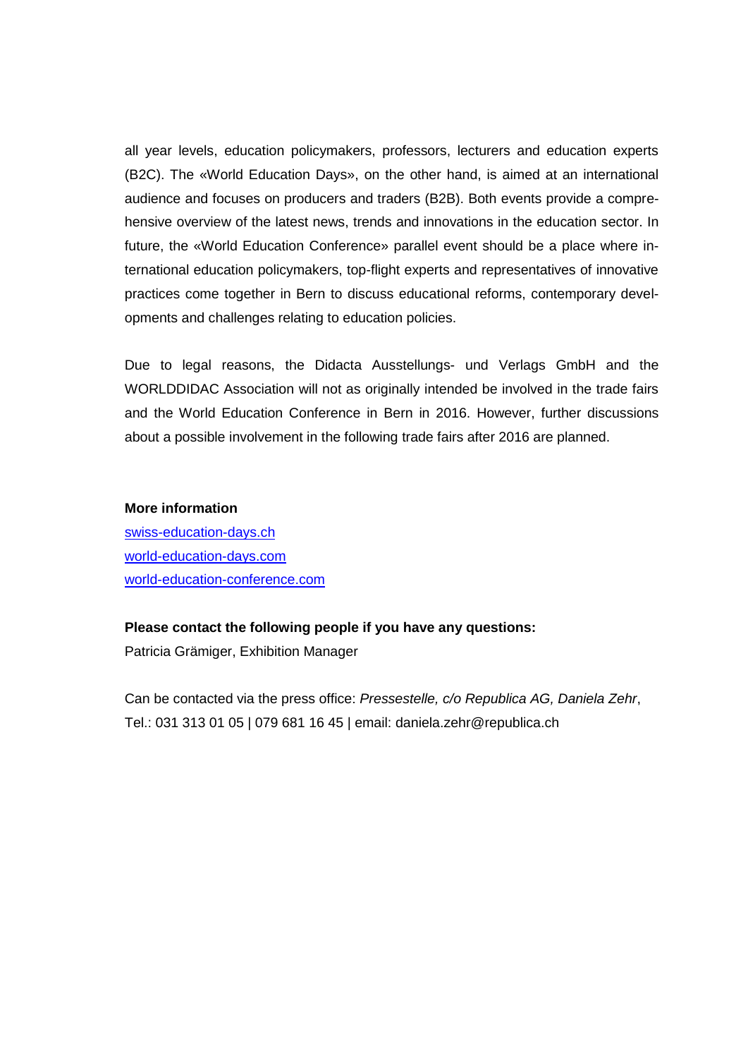all year levels, education policymakers, professors, lecturers and education experts (B2C). The «World Education Days», on the other hand, is aimed at an international audience and focuses on producers and traders (B2B). Both events provide a comprehensive overview of the latest news, trends and innovations in the education sector. In future, the «World Education Conference» parallel event should be a place where international education policymakers, top-flight experts and representatives of innovative practices come together in Bern to discuss educational reforms, contemporary developments and challenges relating to education policies.

Due to legal reasons, the Didacta Ausstellungs- und Verlags GmbH and the WORLDDIDAC Association will not as originally intended be involved in the trade fairs and the World Education Conference in Bern in 2016. However, further discussions about a possible involvement in the following trade fairs after 2016 are planned.

**More information**

swiss-education-days.ch
world-education-days.com
world-education-conference.com

**Please contact the following people if you have any questions:**

Patricia Grämiger, Exhibition Manager

Can be contacted via the press office: *Pressestelle, c/o Republica AG, Daniela Zehr*, Tel.: 031 313 01 05 | 079 681 16 45 | email: daniela.zehr@republica.ch